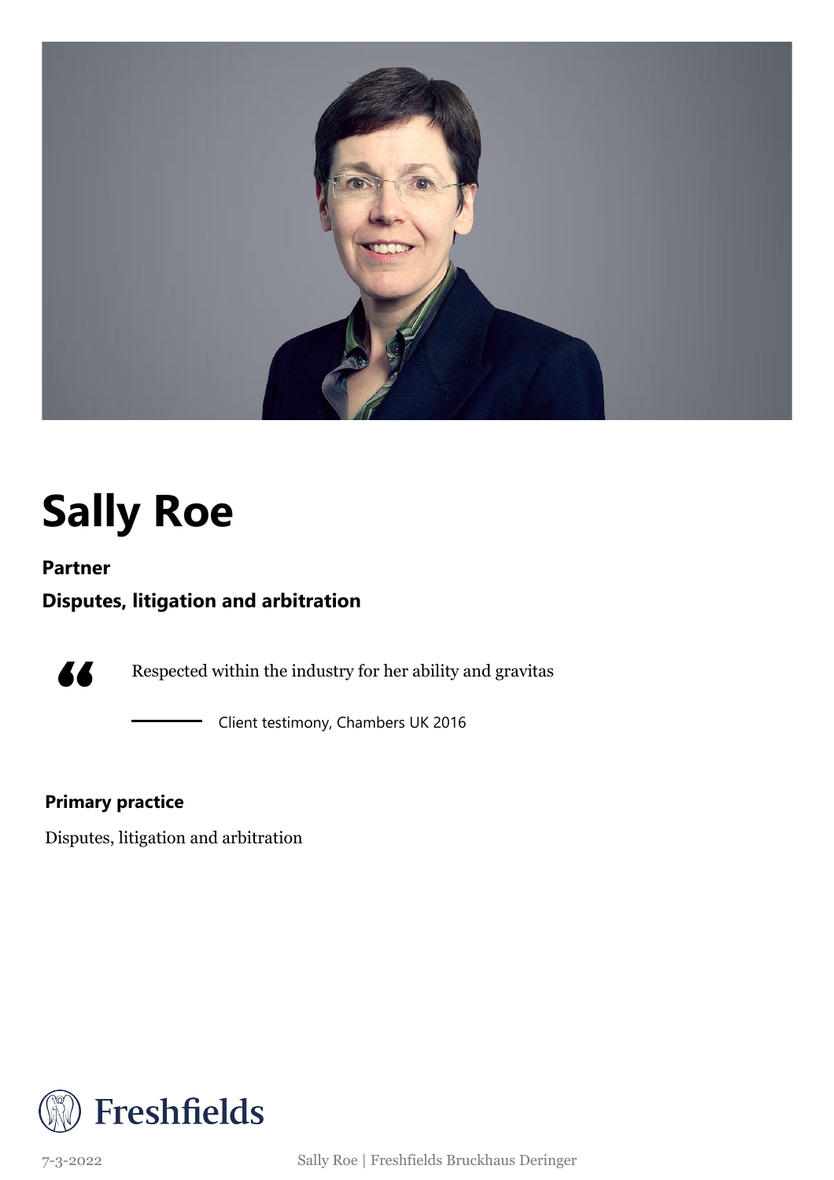# Sally Roe

**Partner**

**Disputes, litigation and arbitration**

> Respected within the industry for her ability and gravitas
>
> — Client testimony, Chambers UK 2016

**Primary practice**

Disputes, litigation and arbitration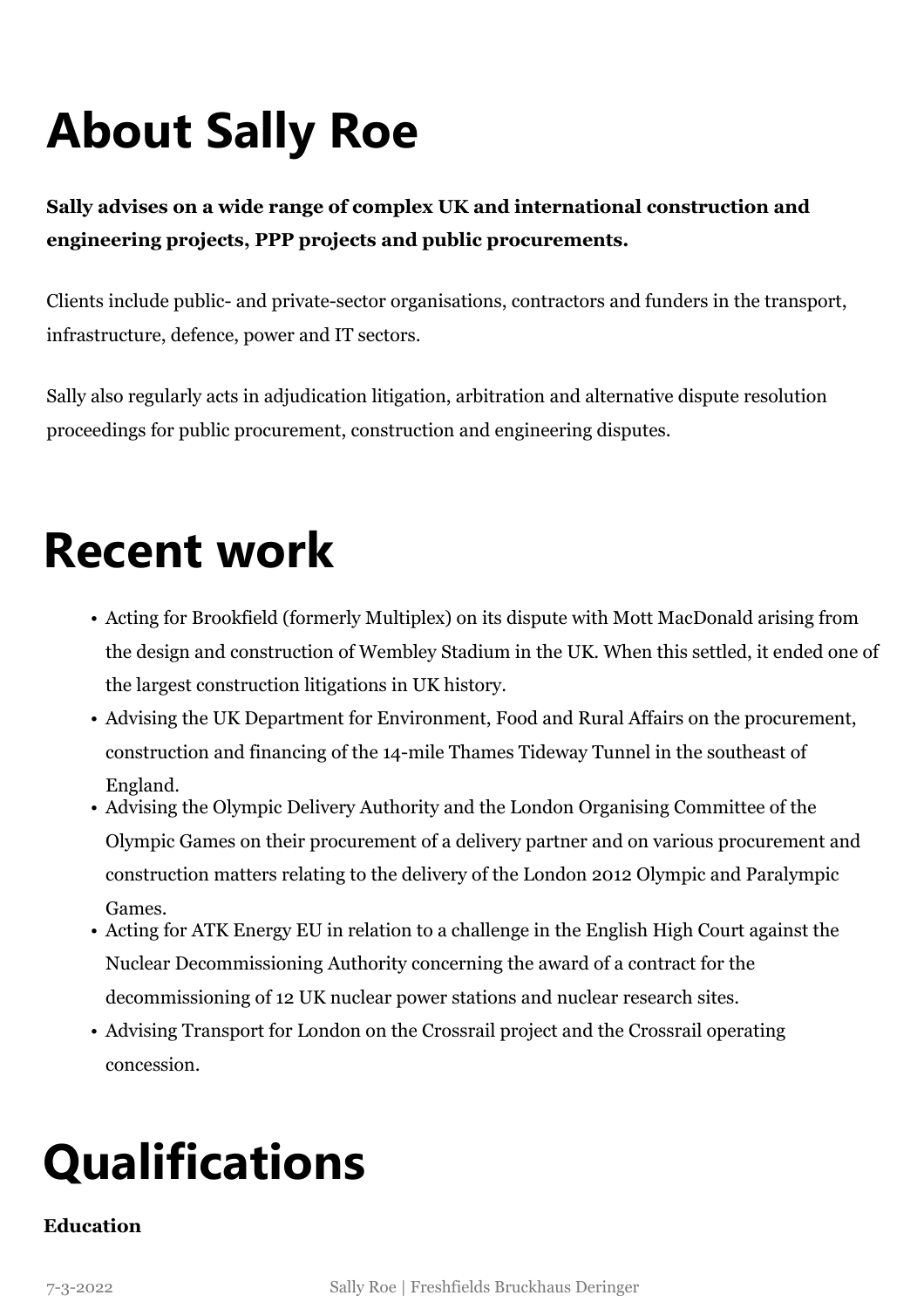# About Sally Roe

**Sally advises on a wide range of complex UK and international construction and engineering projects, PPP projects and public procurements.**

Clients include public- and private-sector organisations, contractors and funders in the transport, infrastructure, defence, power and IT sectors.

Sally also regularly acts in adjudication litigation, arbitration and alternative dispute resolution proceedings for public procurement, construction and engineering disputes.

# Recent work

- Acting for Brookfield (formerly Multiplex) on its dispute with Mott MacDonald arising from the design and construction of Wembley Stadium in the UK. When this settled, it ended one of the largest construction litigations in UK history.
- Advising the UK Department for Environment, Food and Rural Affairs on the procurement, construction and financing of the 14-mile Thames Tideway Tunnel in the southeast of England.
- Advising the Olympic Delivery Authority and the London Organising Committee of the Olympic Games on their procurement of a delivery partner and on various procurement and construction matters relating to the delivery of the London 2012 Olympic and Paralympic Games.
- Acting for ATK Energy EU in relation to a challenge in the English High Court against the Nuclear Decommissioning Authority concerning the award of a contract for the decommissioning of 12 UK nuclear power stations and nuclear research sites.
- Advising Transport for London on the Crossrail project and the Crossrail operating concession.

# Qualifications

**Education**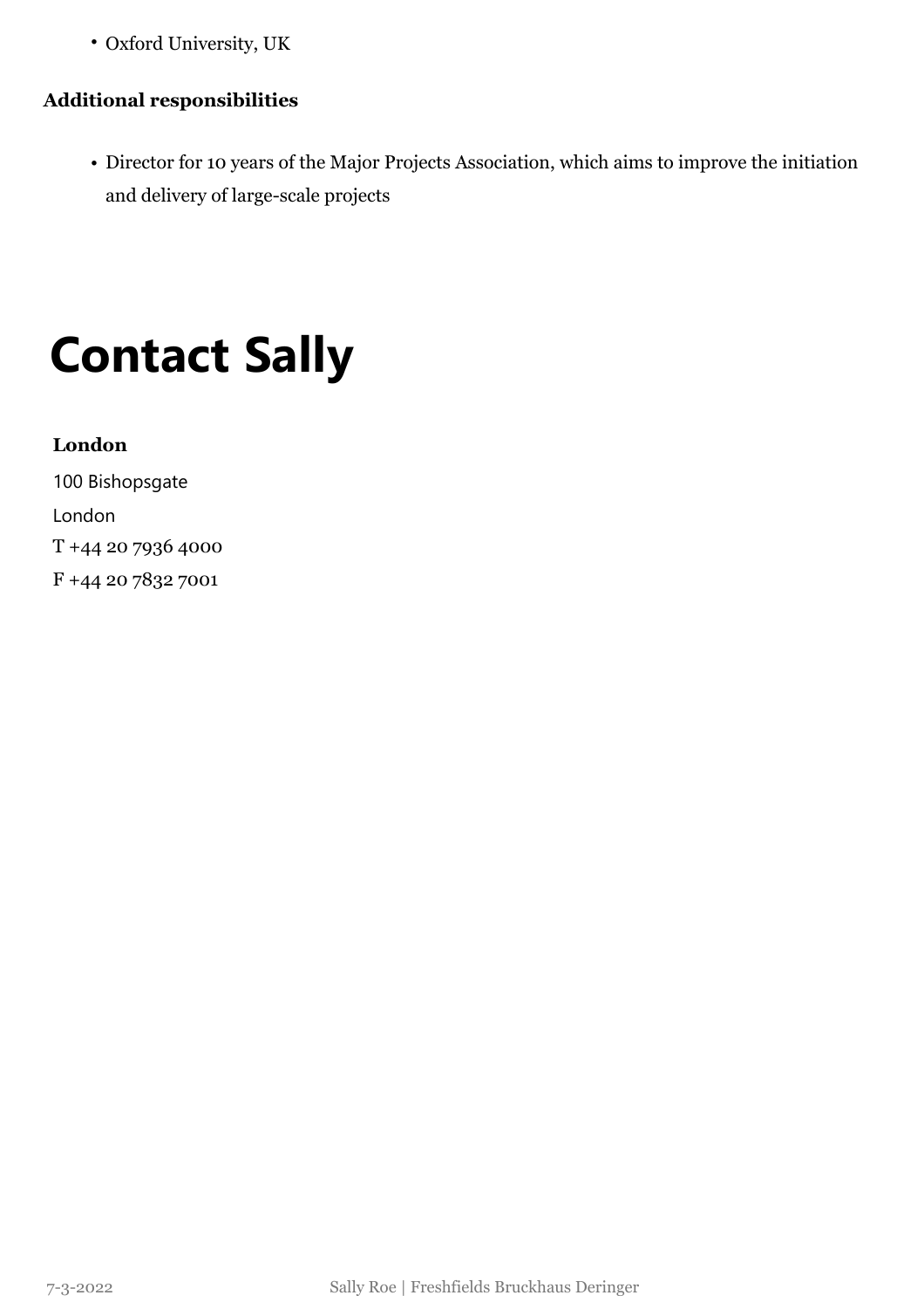- Oxford University, UK

**Additional responsibilities**

- Director for 10 years of the Major Projects Association, which aims to improve the initiation and delivery of large-scale projects

# Contact Sally

**London**

100 Bishopsgate

London

T +44 20 7936 4000

F +44 20 7832 7001